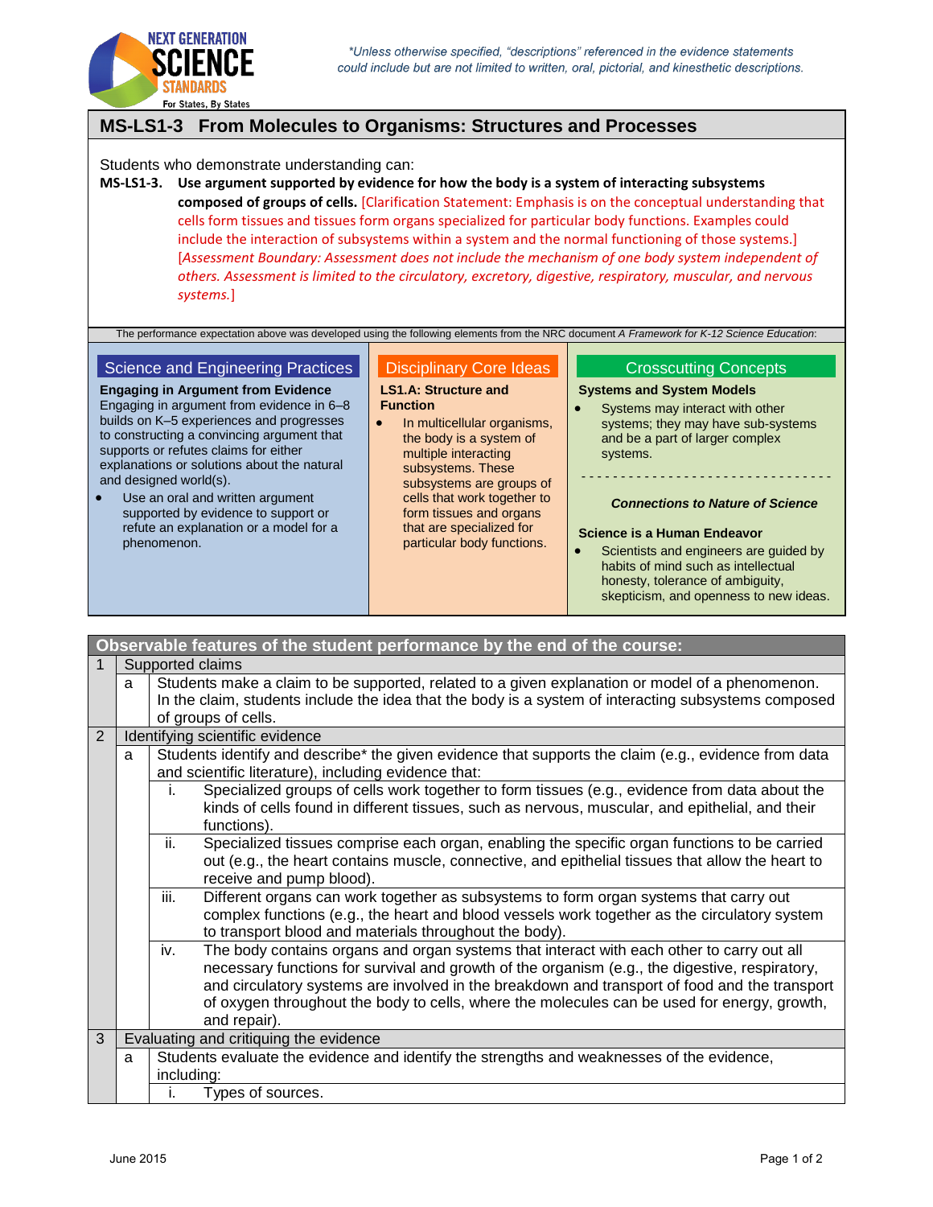*\*Unless otherwise specified, "descriptions" referenced in the evidence statements could include but are not limited to written, oral, pictorial, and kinesthetic descriptions.*

## MS-LS1-3 From Molecules to Organisms: Structures and Processes

Students who demonstrate understanding can:

**MS-LS1-3. Use argument supported by evidence for how the body is a system of interacting subsystems composed of groups of cells.** [Clarification Statement: Emphasis is on the conceptual understanding that cells form tissues and tissues form organs specialized for particular body functions. Examples could include the interaction of subsystems within a system and the normal functioning of those systems.] [*Assessment Boundary: Assessment does not include the mechanism of one body system independent of others. Assessment is limited to the circulatory, excretory, digestive, respiratory, muscular, and nervous systems.*]

The performance expectation above was developed using the following elements from the NRC document *A Framework for K-12 Science Education*:

### Science and Engineering Practices

**Engaging in Argument from Evidence**

Engaging in argument from evidence in 6–8 builds on K–5 experiences and progresses to constructing a convincing argument that supports or refutes claims for either explanations or solutions about the natural and designed world(s).

- Use an oral and written argument supported by evidence to support or refute an explanation or a model for a phenomenon.

### Disciplinary Core Ideas

**LS1.A: Structure and Function**

- In multicellular organisms, the body is a system of multiple interacting subsystems. These subsystems are groups of cells that work together to form tissues and organs that are specialized for particular body functions.

### Crosscutting Concepts

**Systems and System Models**

- Systems may interact with other systems; they may have sub-systems and be a part of larger complex systems.

---

***Connections to Nature of Science***

**Science is a Human Endeavor**

- Scientists and engineers are guided by habits of mind such as intellectual honesty, tolerance of ambiguity, skepticism, and openness to new ideas.

### Observable features of the student performance by the end of the course:

| | | | |
|---|---|---|---|
| 1 | Supported claims | | |
| | a | Students make a claim to be supported, related to a given explanation or model of a phenomenon. In the claim, students include the idea that the body is a system of interacting subsystems composed of groups of cells. | |
| 2 | Identifying scientific evidence | | |
| | a | Students identify and describe* the given evidence that supports the claim (e.g., evidence from data and scientific literature), including evidence that: | |
| | | i. | Specialized groups of cells work together to form tissues (e.g., evidence from data about the kinds of cells found in different tissues, such as nervous, muscular, and epithelial, and their functions). |
| | | ii. | Specialized tissues comprise each organ, enabling the specific organ functions to be carried out (e.g., the heart contains muscle, connective, and epithelial tissues that allow the heart to receive and pump blood). |
| | | iii. | Different organs can work together as subsystems to form organ systems that carry out complex functions (e.g., the heart and blood vessels work together as the circulatory system to transport blood and materials throughout the body). |
| | | iv. | The body contains organs and organ systems that interact with each other to carry out all necessary functions for survival and growth of the organism (e.g., the digestive, respiratory, and circulatory systems are involved in the breakdown and transport of food and the transport of oxygen throughout the body to cells, where the molecules can be used for energy, growth, and repair). |
| 3 | Evaluating and critiquing the evidence | | |
| | a | Students evaluate the evidence and identify the strengths and weaknesses of the evidence, including: | |
| | | i. | Types of sources. |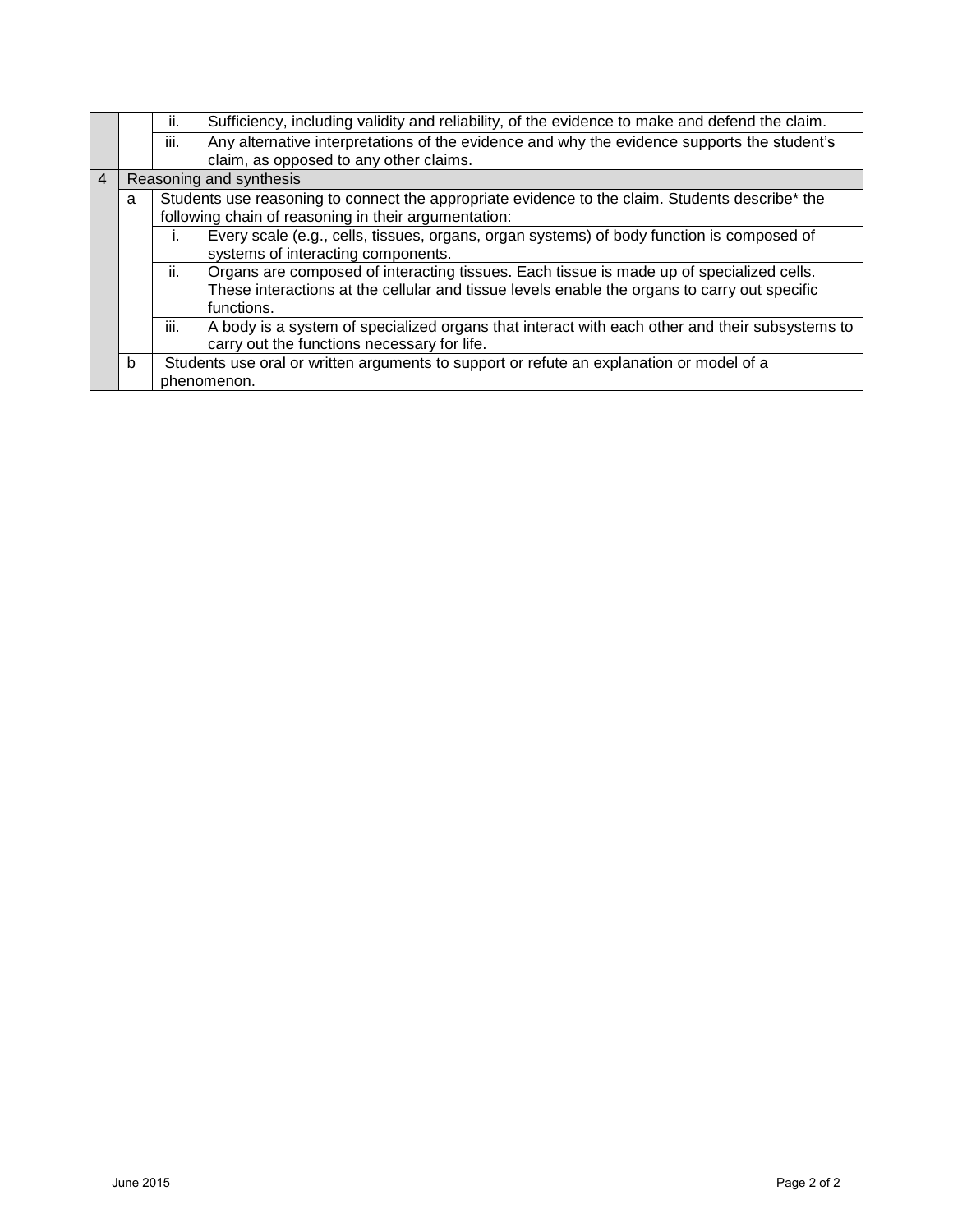| | | | |
|---|---|---|---|
| | | ii. | Sufficiency, including validity and reliability, of the evidence to make and defend the claim. |
| | | iii. | Any alternative interpretations of the evidence and why the evidence supports the student's claim, as opposed to any other claims. |
| 4 | Reasoning and synthesis | | |
| | a | Students use reasoning to connect the appropriate evidence to the claim. Students describe* the following chain of reasoning in their argumentation: | |
| | | i. | Every scale (e.g., cells, tissues, organs, organ systems) of body function is composed of systems of interacting components. |
| | | ii. | Organs are composed of interacting tissues. Each tissue is made up of specialized cells. These interactions at the cellular and tissue levels enable the organs to carry out specific functions. |
| | | iii. | A body is a system of specialized organs that interact with each other and their subsystems to carry out the functions necessary for life. |
| | b | Students use oral or written arguments to support or refute an explanation or model of a phenomenon. | |

June 2015